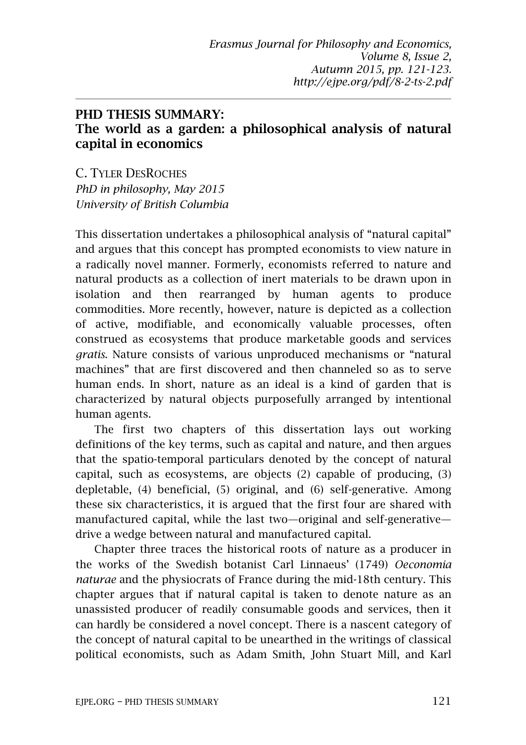# PHD THESIS SUMMARY:
## The world as a garden: a philosophical analysis of natural capital in economics

C. TYLER DESROCHES
*PhD in philosophy, May 2015*
*University of British Columbia*

This dissertation undertakes a philosophical analysis of "natural capital" and argues that this concept has prompted economists to view nature in a radically novel manner. Formerly, economists referred to nature and natural products as a collection of inert materials to be drawn upon in isolation and then rearranged by human agents to produce commodities. More recently, however, nature is depicted as a collection of active, modifiable, and economically valuable processes, often construed as ecosystems that produce marketable goods and services *gratis*. Nature consists of various unproduced mechanisms or "natural machines" that are first discovered and then channeled so as to serve human ends. In short, nature as an ideal is a kind of garden that is characterized by natural objects purposefully arranged by intentional human agents.

The first two chapters of this dissertation lays out working definitions of the key terms, such as capital and nature, and then argues that the spatio-temporal particulars denoted by the concept of natural capital, such as ecosystems, are objects (2) capable of producing, (3) depletable, (4) beneficial, (5) original, and (6) self-generative. Among these six characteristics, it is argued that the first four are shared with manufactured capital, while the last two—original and self-generative—drive a wedge between natural and manufactured capital.

Chapter three traces the historical roots of nature as a producer in the works of the Swedish botanist Carl Linnaeus' (1749) *Oeconomia naturae* and the physiocrats of France during the mid-18th century. This chapter argues that if natural capital is taken to denote nature as an unassisted producer of readily consumable goods and services, then it can hardly be considered a novel concept. There is a nascent category of the concept of natural capital to be unearthed in the writings of classical political economists, such as Adam Smith, John Stuart Mill, and Karl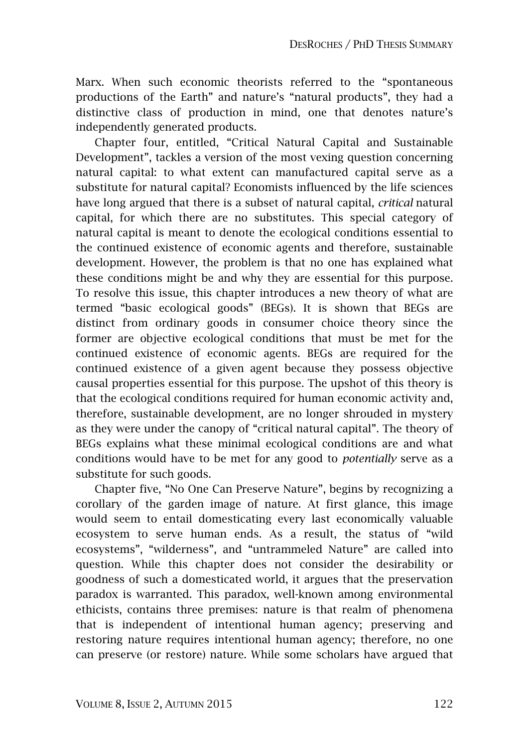Marx. When such economic theorists referred to the "spontaneous productions of the Earth" and nature's "natural products", they had a distinctive class of production in mind, one that denotes nature's independently generated products.

Chapter four, entitled, "Critical Natural Capital and Sustainable Development", tackles a version of the most vexing question concerning natural capital: to what extent can manufactured capital serve as a substitute for natural capital? Economists influenced by the life sciences have long argued that there is a subset of natural capital, *critical* natural capital, for which there are no substitutes. This special category of natural capital is meant to denote the ecological conditions essential to the continued existence of economic agents and therefore, sustainable development. However, the problem is that no one has explained what these conditions might be and why they are essential for this purpose. To resolve this issue, this chapter introduces a new theory of what are termed "basic ecological goods" (BEGs). It is shown that BEGs are distinct from ordinary goods in consumer choice theory since the former are objective ecological conditions that must be met for the continued existence of economic agents. BEGs are required for the continued existence of a given agent because they possess objective causal properties essential for this purpose. The upshot of this theory is that the ecological conditions required for human economic activity and, therefore, sustainable development, are no longer shrouded in mystery as they were under the canopy of "critical natural capital". The theory of BEGs explains what these minimal ecological conditions are and what conditions would have to be met for any good to *potentially* serve as a substitute for such goods.

Chapter five, "No One Can Preserve Nature", begins by recognizing a corollary of the garden image of nature. At first glance, this image would seem to entail domesticating every last economically valuable ecosystem to serve human ends. As a result, the status of "wild ecosystems", "wilderness", and "untrammeled Nature" are called into question. While this chapter does not consider the desirability or goodness of such a domesticated world, it argues that the preservation paradox is warranted. This paradox, well-known among environmental ethicists, contains three premises: nature is that realm of phenomena that is independent of intentional human agency; preserving and restoring nature requires intentional human agency; therefore, no one can preserve (or restore) nature. While some scholars have argued that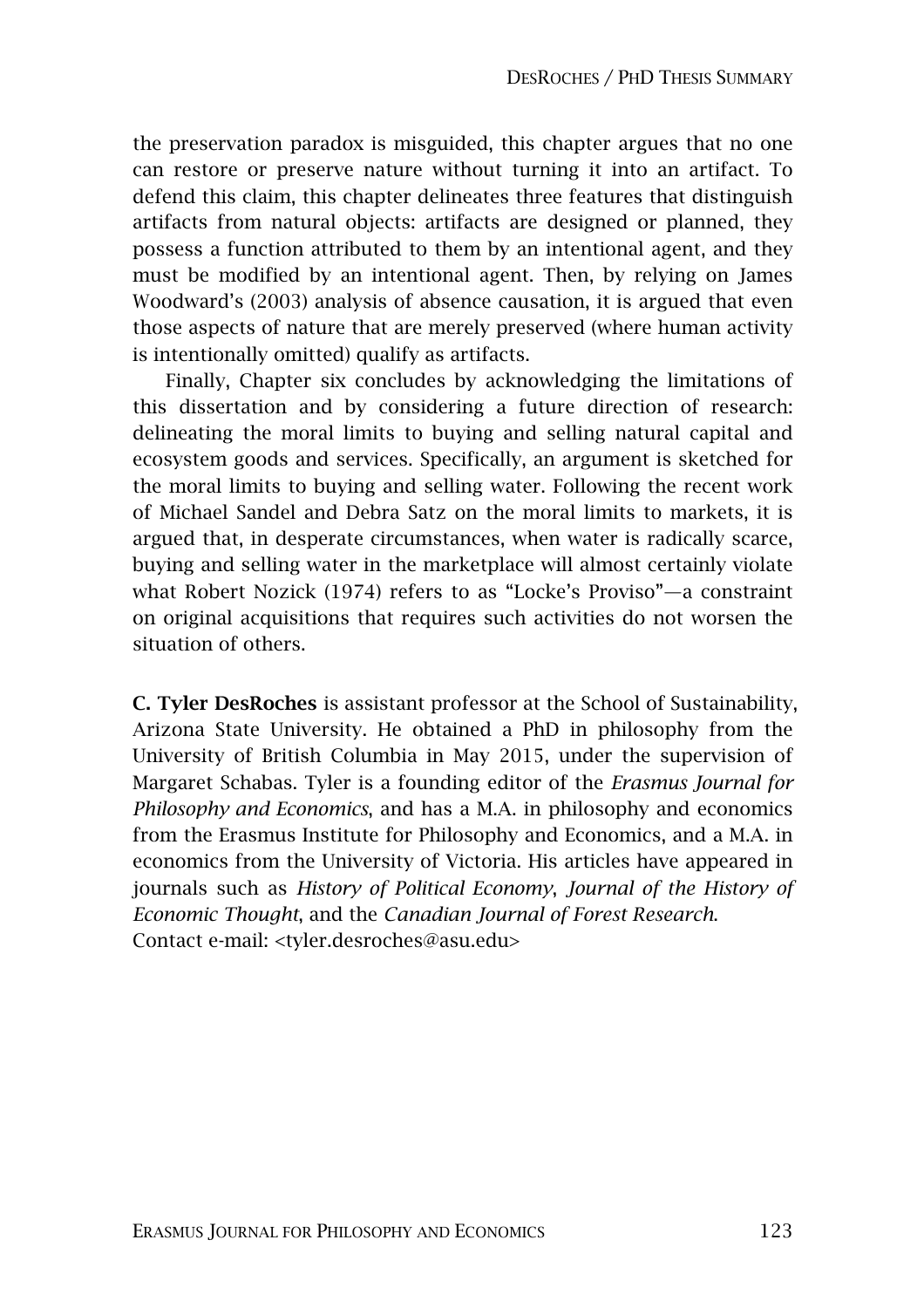the preservation paradox is misguided, this chapter argues that no one can restore or preserve nature without turning it into an artifact. To defend this claim, this chapter delineates three features that distinguish artifacts from natural objects: artifacts are designed or planned, they possess a function attributed to them by an intentional agent, and they must be modified by an intentional agent. Then, by relying on James Woodward's (2003) analysis of absence causation, it is argued that even those aspects of nature that are merely preserved (where human activity is intentionally omitted) qualify as artifacts.

Finally, Chapter six concludes by acknowledging the limitations of this dissertation and by considering a future direction of research: delineating the moral limits to buying and selling natural capital and ecosystem goods and services. Specifically, an argument is sketched for the moral limits to buying and selling water. Following the recent work of Michael Sandel and Debra Satz on the moral limits to markets, it is argued that, in desperate circumstances, when water is radically scarce, buying and selling water in the marketplace will almost certainly violate what Robert Nozick (1974) refers to as "Locke's Proviso"—a constraint on original acquisitions that requires such activities do not worsen the situation of others.

**C. Tyler DesRoches** is assistant professor at the School of Sustainability, Arizona State University. He obtained a PhD in philosophy from the University of British Columbia in May 2015, under the supervision of Margaret Schabas. Tyler is a founding editor of the *Erasmus Journal for Philosophy and Economics*, and has a M.A. in philosophy and economics from the Erasmus Institute for Philosophy and Economics, and a M.A. in economics from the University of Victoria. His articles have appeared in journals such as *History of Political Economy*, *Journal of the History of Economic Thought*, and the *Canadian Journal of Forest Research*.
Contact e-mail: <tyler.desroches@asu.edu>